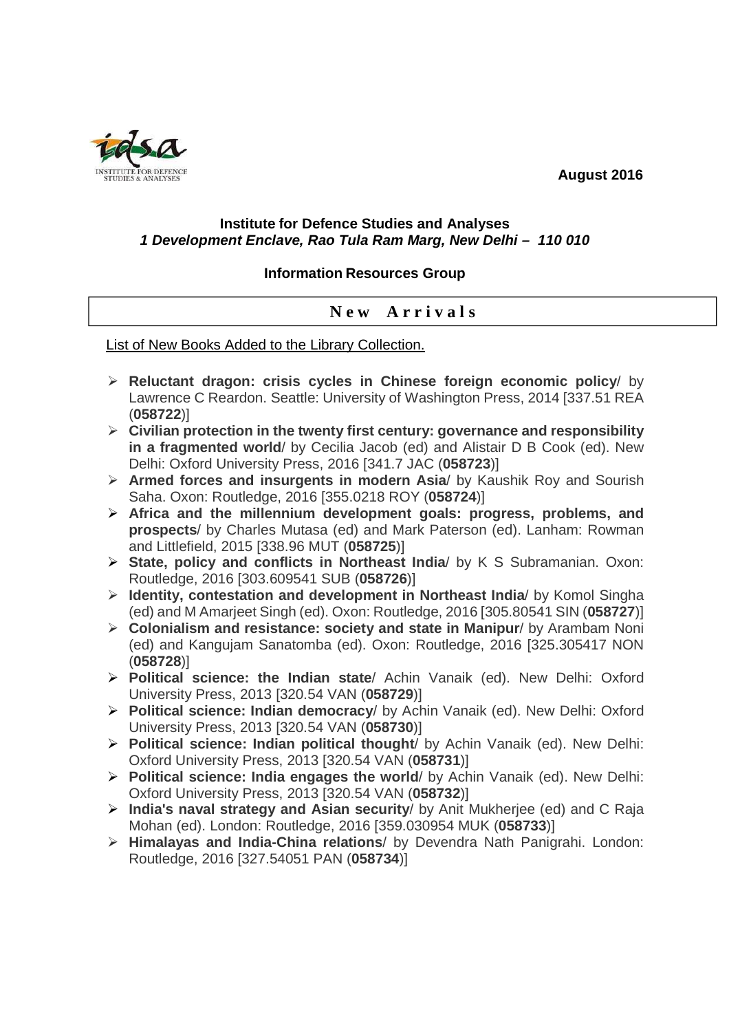August 2016

**Institute for Defence Studies and Analyses**
***1 Development Enclave, Rao Tula Ram Marg, New Delhi – 110 010***

**Information Resources Group**

## New Arrivals

List of New Books Added to the Library Collection.

- **Reluctant dragon: crisis cycles in Chinese foreign economic policy**/ by Lawrence C Reardon. Seattle: University of Washington Press, 2014 [337.51 REA (**058722**)]
- **Civilian protection in the twenty first century: governance and responsibility in a fragmented world**/ by Cecilia Jacob (ed) and Alistair D B Cook (ed). New Delhi: Oxford University Press, 2016 [341.7 JAC (**058723**)]
- **Armed forces and insurgents in modern Asia**/ by Kaushik Roy and Sourish Saha. Oxon: Routledge, 2016 [355.0218 ROY (**058724**)]
- **Africa and the millennium development goals: progress, problems, and prospects**/ by Charles Mutasa (ed) and Mark Paterson (ed). Lanham: Rowman and Littlefield, 2015 [338.96 MUT (**058725**)]
- **State, policy and conflicts in Northeast India**/ by K S Subramanian. Oxon: Routledge, 2016 [303.609541 SUB (**058726**)]
- **Identity, contestation and development in Northeast India**/ by Komol Singha (ed) and M Amarjeet Singh (ed). Oxon: Routledge, 2016 [305.80541 SIN (**058727**)]
- **Colonialism and resistance: society and state in Manipur**/ by Arambam Noni (ed) and Kangujam Sanatomba (ed). Oxon: Routledge, 2016 [325.305417 NON (**058728**)]
- **Political science: the Indian state**/ Achin Vanaik (ed). New Delhi: Oxford University Press, 2013 [320.54 VAN (**058729**)]
- **Political science: Indian democracy**/ by Achin Vanaik (ed). New Delhi: Oxford University Press, 2013 [320.54 VAN (**058730**)]
- **Political science: Indian political thought**/ by Achin Vanaik (ed). New Delhi: Oxford University Press, 2013 [320.54 VAN (**058731**)]
- **Political science: India engages the world**/ by Achin Vanaik (ed). New Delhi: Oxford University Press, 2013 [320.54 VAN (**058732**)]
- **India's naval strategy and Asian security**/ by Anit Mukherjee (ed) and C Raja Mohan (ed). London: Routledge, 2016 [359.030954 MUK (**058733**)]
- **Himalayas and India-China relations**/ by Devendra Nath Panigrahi. London: Routledge, 2016 [327.54051 PAN (**058734**)]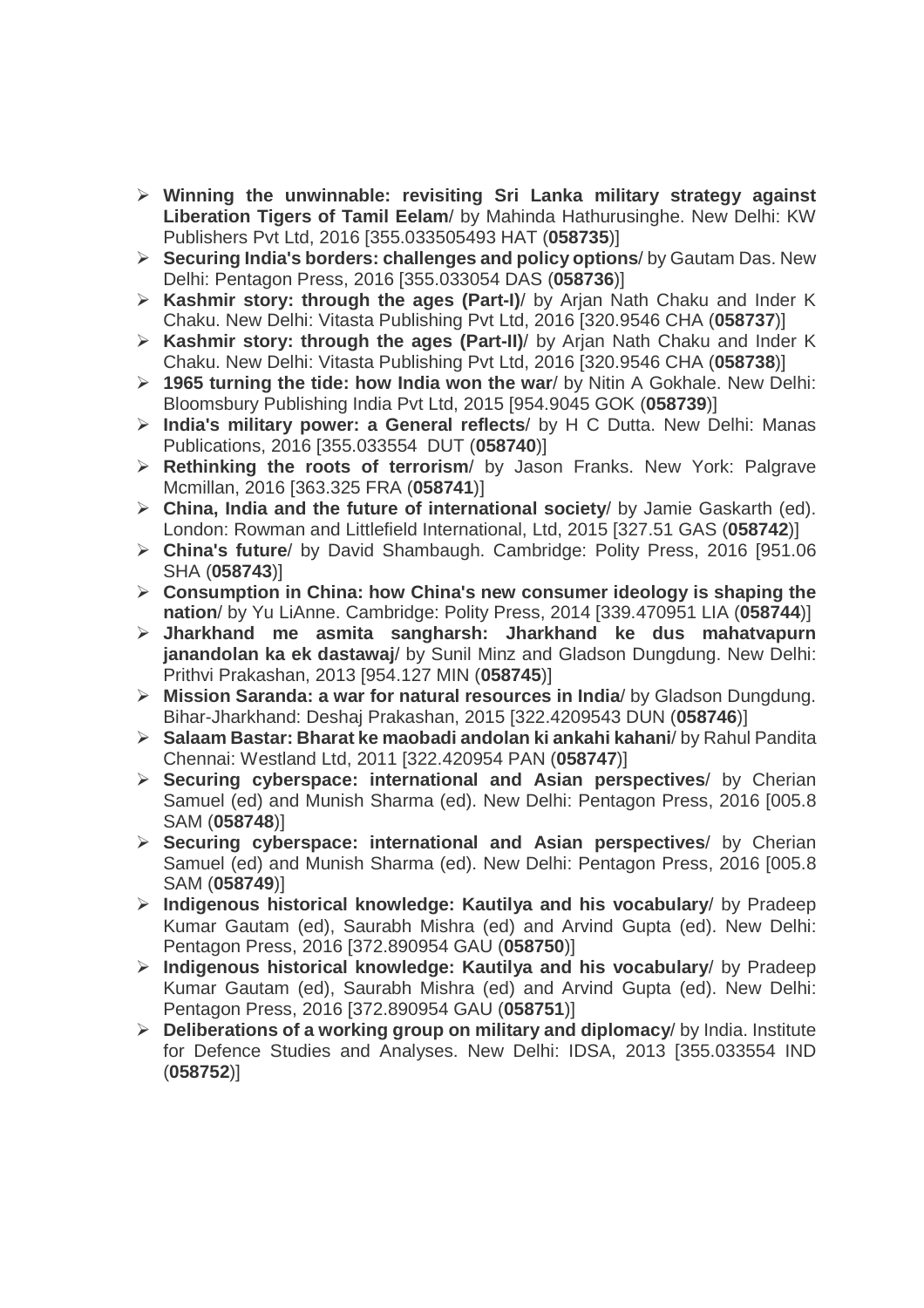- **Winning the unwinnable: revisiting Sri Lanka military strategy against Liberation Tigers of Tamil Eelam**/ by Mahinda Hathurusinghe. New Delhi: KW Publishers Pvt Ltd, 2016 [355.033505493 HAT (**058735**)]
- **Securing India's borders: challenges and policy options**/ by Gautam Das. New Delhi: Pentagon Press, 2016 [355.033054 DAS (**058736**)]
- **Kashmir story: through the ages (Part-I)**/ by Arjan Nath Chaku and Inder K Chaku. New Delhi: Vitasta Publishing Pvt Ltd, 2016 [320.9546 CHA (**058737**)]
- **Kashmir story: through the ages (Part-II)**/ by Arjan Nath Chaku and Inder K Chaku. New Delhi: Vitasta Publishing Pvt Ltd, 2016 [320.9546 CHA (**058738**)]
- **1965 turning the tide: how India won the war**/ by Nitin A Gokhale. New Delhi: Bloomsbury Publishing India Pvt Ltd, 2015 [954.9045 GOK (**058739**)]
- **India's military power: a General reflects**/ by H C Dutta. New Delhi: Manas Publications, 2016 [355.033554 DUT (**058740**)]
- **Rethinking the roots of terrorism**/ by Jason Franks. New York: Palgrave Mcmillan, 2016 [363.325 FRA (**058741**)]
- **China, India and the future of international society**/ by Jamie Gaskarth (ed). London: Rowman and Littlefield International, Ltd, 2015 [327.51 GAS (**058742**)]
- **China's future**/ by David Shambaugh. Cambridge: Polity Press, 2016 [951.06 SHA (**058743**)]
- **Consumption in China: how China's new consumer ideology is shaping the nation**/ by Yu LiAnne. Cambridge: Polity Press, 2014 [339.470951 LIA (**058744**)]
- **Jharkhand me asmita sangharsh: Jharkhand ke dus mahatvapurn janandolan ka ek dastawaj**/ by Sunil Minz and Gladson Dungdung. New Delhi: Prithvi Prakashan, 2013 [954.127 MIN (**058745**)]
- **Mission Saranda: a war for natural resources in India**/ by Gladson Dungdung. Bihar-Jharkhand: Deshaj Prakashan, 2015 [322.4209543 DUN (**058746**)]
- **Salaam Bastar: Bharat ke maobadi andolan ki ankahi kahani**/ by Rahul Pandita Chennai: Westland Ltd, 2011 [322.420954 PAN (**058747**)]
- **Securing cyberspace: international and Asian perspectives**/ by Cherian Samuel (ed) and Munish Sharma (ed). New Delhi: Pentagon Press, 2016 [005.8 SAM (**058748**)]
- **Securing cyberspace: international and Asian perspectives**/ by Cherian Samuel (ed) and Munish Sharma (ed). New Delhi: Pentagon Press, 2016 [005.8 SAM (**058749**)]
- **Indigenous historical knowledge: Kautilya and his vocabulary**/ by Pradeep Kumar Gautam (ed), Saurabh Mishra (ed) and Arvind Gupta (ed). New Delhi: Pentagon Press, 2016 [372.890954 GAU (**058750**)]
- **Indigenous historical knowledge: Kautilya and his vocabulary**/ by Pradeep Kumar Gautam (ed), Saurabh Mishra (ed) and Arvind Gupta (ed). New Delhi: Pentagon Press, 2016 [372.890954 GAU (**058751**)]
- **Deliberations of a working group on military and diplomacy**/ by India. Institute for Defence Studies and Analyses. New Delhi: IDSA, 2013 [355.033554 IND (**058752**)]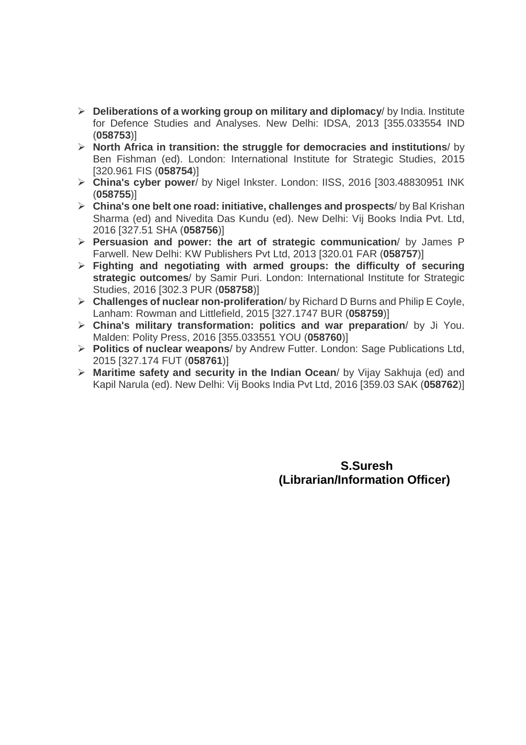- **Deliberations of a working group on military and diplomacy**/ by India. Institute for Defence Studies and Analyses. New Delhi: IDSA, 2013 [355.033554 IND (**058753**)]
- **North Africa in transition: the struggle for democracies and institutions**/ by Ben Fishman (ed). London: International Institute for Strategic Studies, 2015 [320.961 FIS (**058754**)]
- **China's cyber power**/ by Nigel Inkster. London: IISS, 2016 [303.48830951 INK (**058755**)]
- **China's one belt one road: initiative, challenges and prospects**/ by Bal Krishan Sharma (ed) and Nivedita Das Kundu (ed). New Delhi: Vij Books India Pvt. Ltd, 2016 [327.51 SHA (**058756**)]
- **Persuasion and power: the art of strategic communication**/ by James P Farwell. New Delhi: KW Publishers Pvt Ltd, 2013 [320.01 FAR (**058757**)]
- **Fighting and negotiating with armed groups: the difficulty of securing strategic outcomes**/ by Samir Puri. London: International Institute for Strategic Studies, 2016 [302.3 PUR (**058758**)]
- **Challenges of nuclear non-proliferation**/ by Richard D Burns and Philip E Coyle, Lanham: Rowman and Littlefield, 2015 [327.1747 BUR (**058759**)]
- **China's military transformation: politics and war preparation**/ by Ji You. Malden: Polity Press, 2016 [355.033551 YOU (**058760**)]
- **Politics of nuclear weapons**/ by Andrew Futter. London: Sage Publications Ltd, 2015 [327.174 FUT (**058761**)]
- **Maritime safety and security in the Indian Ocean**/ by Vijay Sakhuja (ed) and Kapil Narula (ed). New Delhi: Vij Books India Pvt Ltd, 2016 [359.03 SAK (**058762**)]

**S.Suresh**
**(Librarian/Information Officer)**